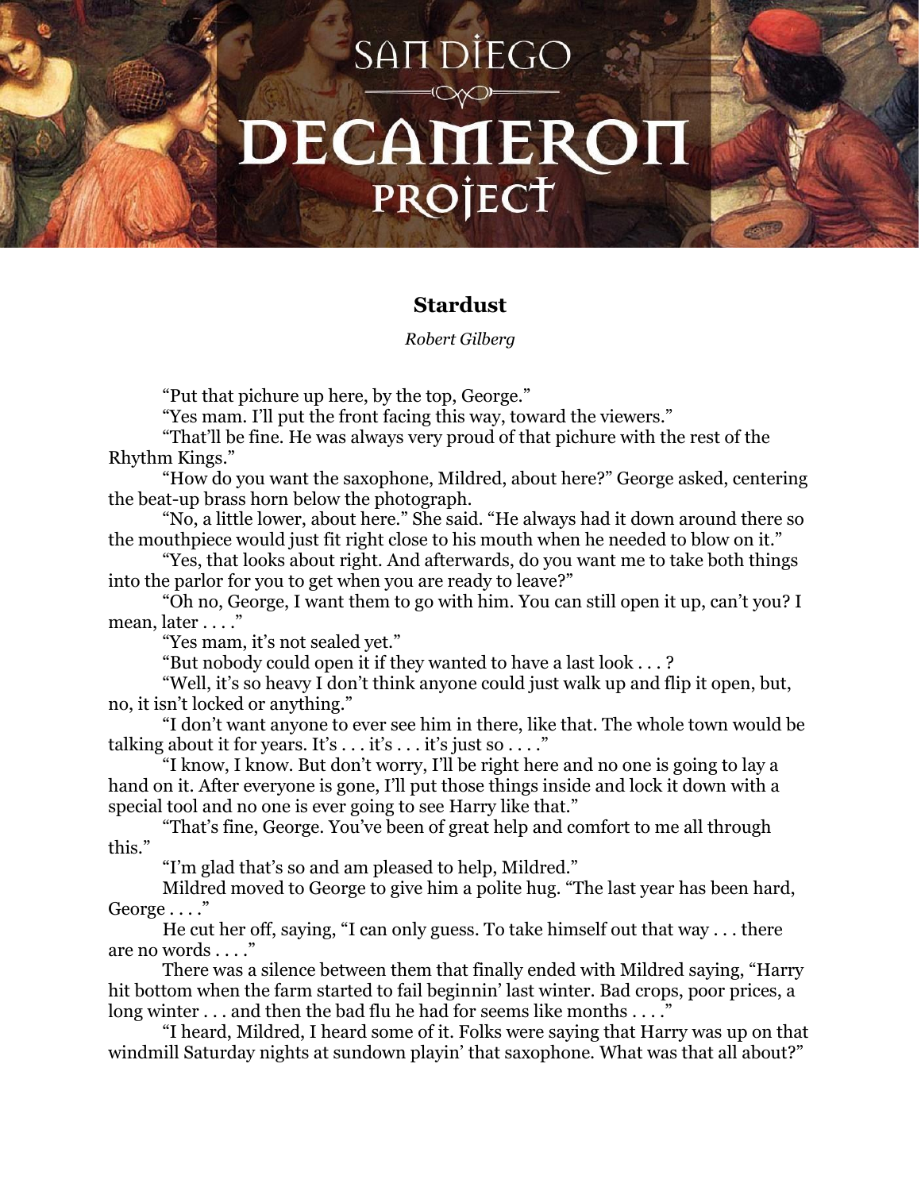# Stardust

*Robert Gilberg*

"Put that pichure up here, by the top, George."

"Yes mam. I'll put the front facing this way, toward the viewers."

"That'll be fine. He was always very proud of that pichure with the rest of the Rhythm Kings."

"How do you want the saxophone, Mildred, about here?" George asked, centering the beat-up brass horn below the photograph.

"No, a little lower, about here." She said. "He always had it down around there so the mouthpiece would just fit right close to his mouth when he needed to blow on it."

"Yes, that looks about right. And afterwards, do you want me to take both things into the parlor for you to get when you are ready to leave?"

"Oh no, George, I want them to go with him. You can still open it up, can't you? I mean, later . . . ."

"Yes mam, it's not sealed yet."

"But nobody could open it if they wanted to have a last look . . . ?

"Well, it's so heavy I don't think anyone could just walk up and flip it open, but, no, it isn't locked or anything."

"I don't want anyone to ever see him in there, like that. The whole town would be talking about it for years. It's . . . it's . . . it's just so . . . ."

"I know, I know. But don't worry, I'll be right here and no one is going to lay a hand on it. After everyone is gone, I'll put those things inside and lock it down with a special tool and no one is ever going to see Harry like that."

"That's fine, George. You've been of great help and comfort to me all through this."

"I'm glad that's so and am pleased to help, Mildred."

Mildred moved to George to give him a polite hug. "The last year has been hard, George . . . ."

He cut her off, saying, "I can only guess. To take himself out that way . . . there are no words . . . ."

There was a silence between them that finally ended with Mildred saying, "Harry hit bottom when the farm started to fail beginnin' last winter. Bad crops, poor prices, a long winter . . . and then the bad flu he had for seems like months . . . ."

"I heard, Mildred, I heard some of it. Folks were saying that Harry was up on that windmill Saturday nights at sundown playin' that saxophone. What was that all about?"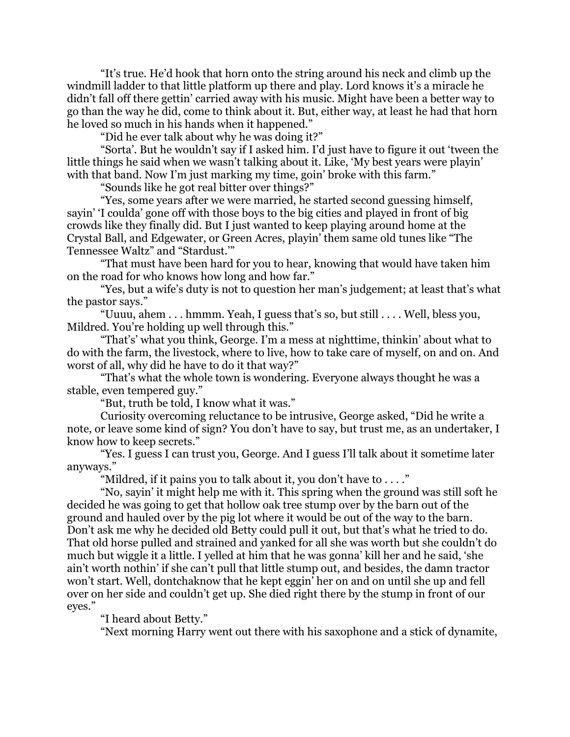"It's true. He'd hook that horn onto the string around his neck and climb up the windmill ladder to that little platform up there and play. Lord knows it's a miracle he didn't fall off there gettin' carried away with his music. Might have been a better way to go than the way he did, come to think about it. But, either way, at least he had that horn he loved so much in his hands when it happened."

"Did he ever talk about why he was doing it?"

"Sorta'. But he wouldn't say if I asked him. I'd just have to figure it out 'tween the little things he said when we wasn't talking about it. Like, 'My best years were playin' with that band. Now I'm just marking my time, goin' broke with this farm."

"Sounds like he got real bitter over things?"

"Yes, some years after we were married, he started second guessing himself, sayin' 'I coulda' gone off with those boys to the big cities and played in front of big crowds like they finally did. But I just wanted to keep playing around home at the Crystal Ball, and Edgewater, or Green Acres, playin' them same old tunes like "The Tennessee Waltz" and "Stardust.'"

"That must have been hard for you to hear, knowing that would have taken him on the road for who knows how long and how far."

"Yes, but a wife's duty is not to question her man's judgement; at least that's what the pastor says."

"Uuuu, ahem . . . hmmm. Yeah, I guess that's so, but still . . . . Well, bless you, Mildred. You're holding up well through this."

"That's' what you think, George. I'm a mess at nighttime, thinkin' about what to do with the farm, the livestock, where to live, how to take care of myself, on and on. And worst of all, why did he have to do it that way?"

"That's what the whole town is wondering. Everyone always thought he was a stable, even tempered guy."

"But, truth be told, I know what it was."

Curiosity overcoming reluctance to be intrusive, George asked, "Did he write a note, or leave some kind of sign? You don't have to say, but trust me, as an undertaker, I know how to keep secrets."

"Yes. I guess I can trust you, George. And I guess I'll talk about it sometime later anyways."

"Mildred, if it pains you to talk about it, you don't have to . . . ."

"No, sayin' it might help me with it. This spring when the ground was still soft he decided he was going to get that hollow oak tree stump over by the barn out of the ground and hauled over by the pig lot where it would be out of the way to the barn. Don't ask me why he decided old Betty could pull it out, but that's what he tried to do. That old horse pulled and strained and yanked for all she was worth but she couldn't do much but wiggle it a little. I yelled at him that he was gonna' kill her and he said, 'she ain't worth nothin' if she can't pull that little stump out, and besides, the damn tractor won't start. Well, dontchaknow that he kept eggin' her on and on until she up and fell over on her side and couldn't get up. She died right there by the stump in front of our eyes."

"I heard about Betty."

"Next morning Harry went out there with his saxophone and a stick of dynamite,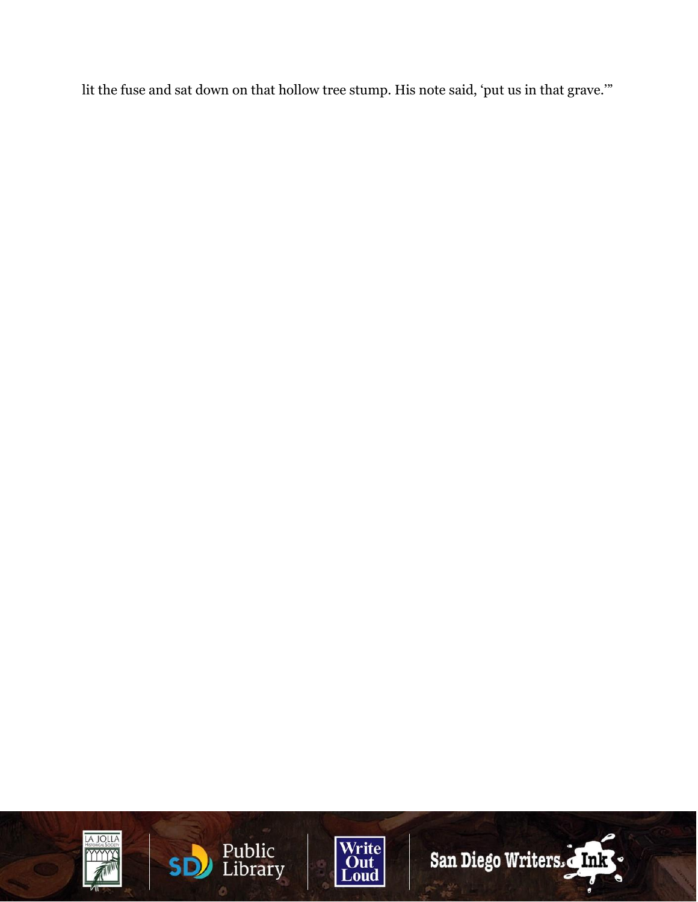lit the fuse and sat down on that hollow tree stump. His note said, 'put us in that grave.'"